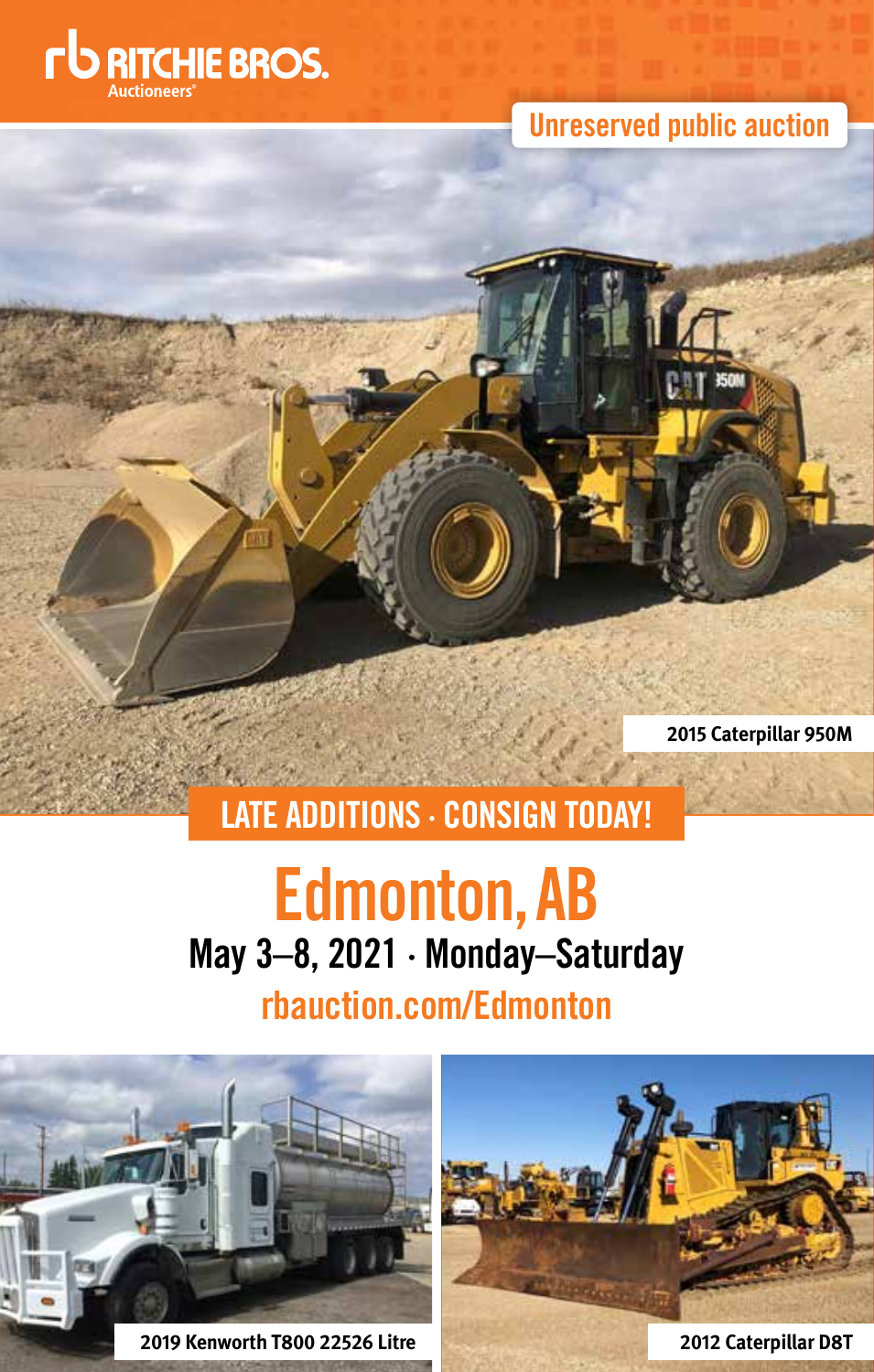RITCHIE BROS. Auctioneers®

Unreserved public auction

2015 Caterpillar 950M

LATE ADDITIONS · CONSIGN TODAY!

# Edmonton, AB

## May 3–8, 2021 · Monday–Saturday

rbauction.com/Edmonton

2019 Kenworth T800 22526 Litre

2012 Caterpillar D8T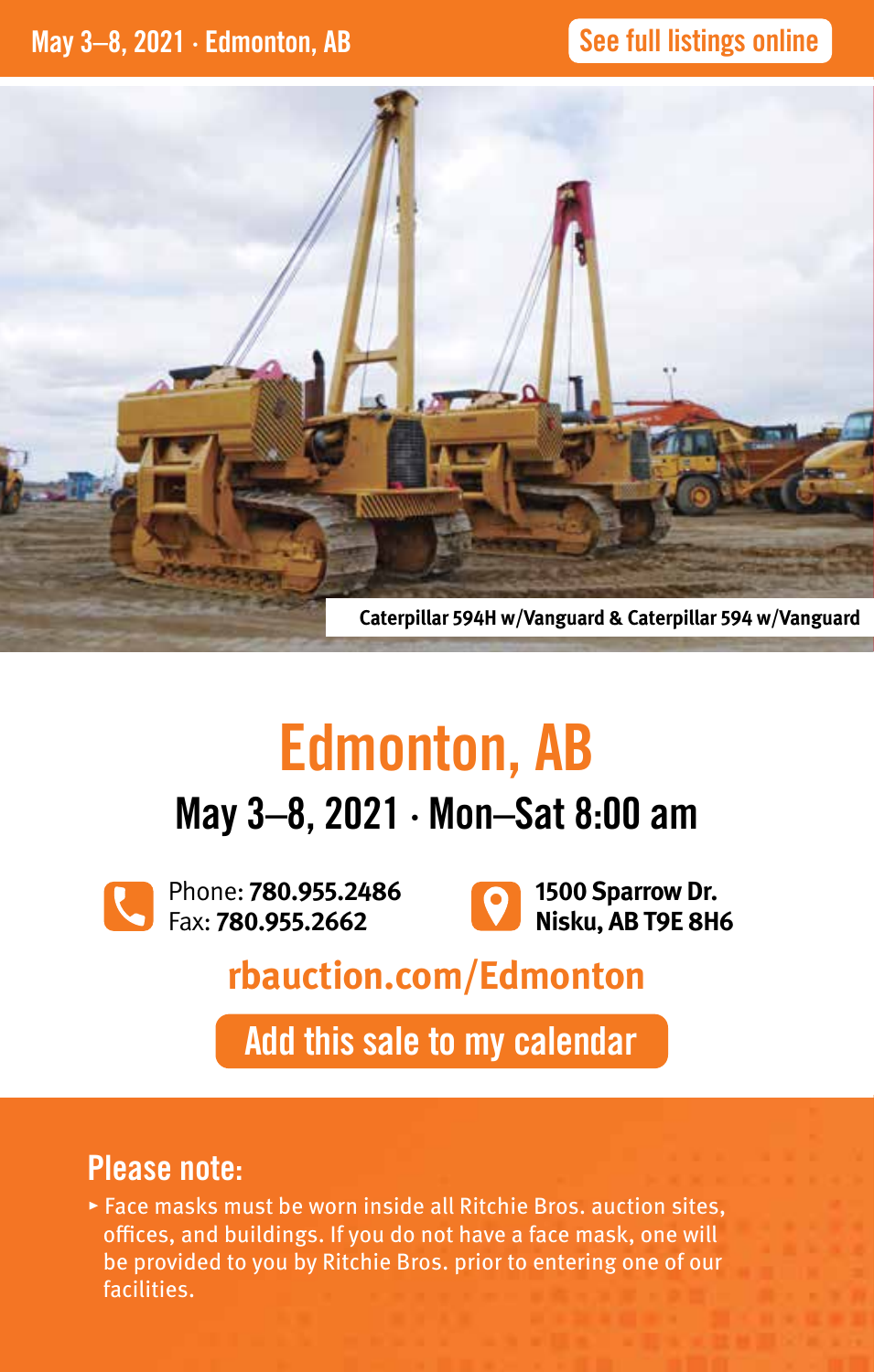May 3–8, 2021 · Edmonton, AB

See full listings online

Caterpillar 594H w/Vanguard & Caterpillar 594 w/Vanguard

# Edmonton, AB

## May 3–8, 2021 · Mon–Sat 8:00 am

Phone: **780.955.2486**
Fax: **780.955.2662**

**1500 Sparrow Dr.**
**Nisku, AB T9E 8H6**

**rbauction.com/Edmonton**

Add this sale to my calendar

## Please note:

- Face masks must be worn inside all Ritchie Bros. auction sites, offices, and buildings. If you do not have a face mask, one will be provided to you by Ritchie Bros. prior to entering one of our facilities.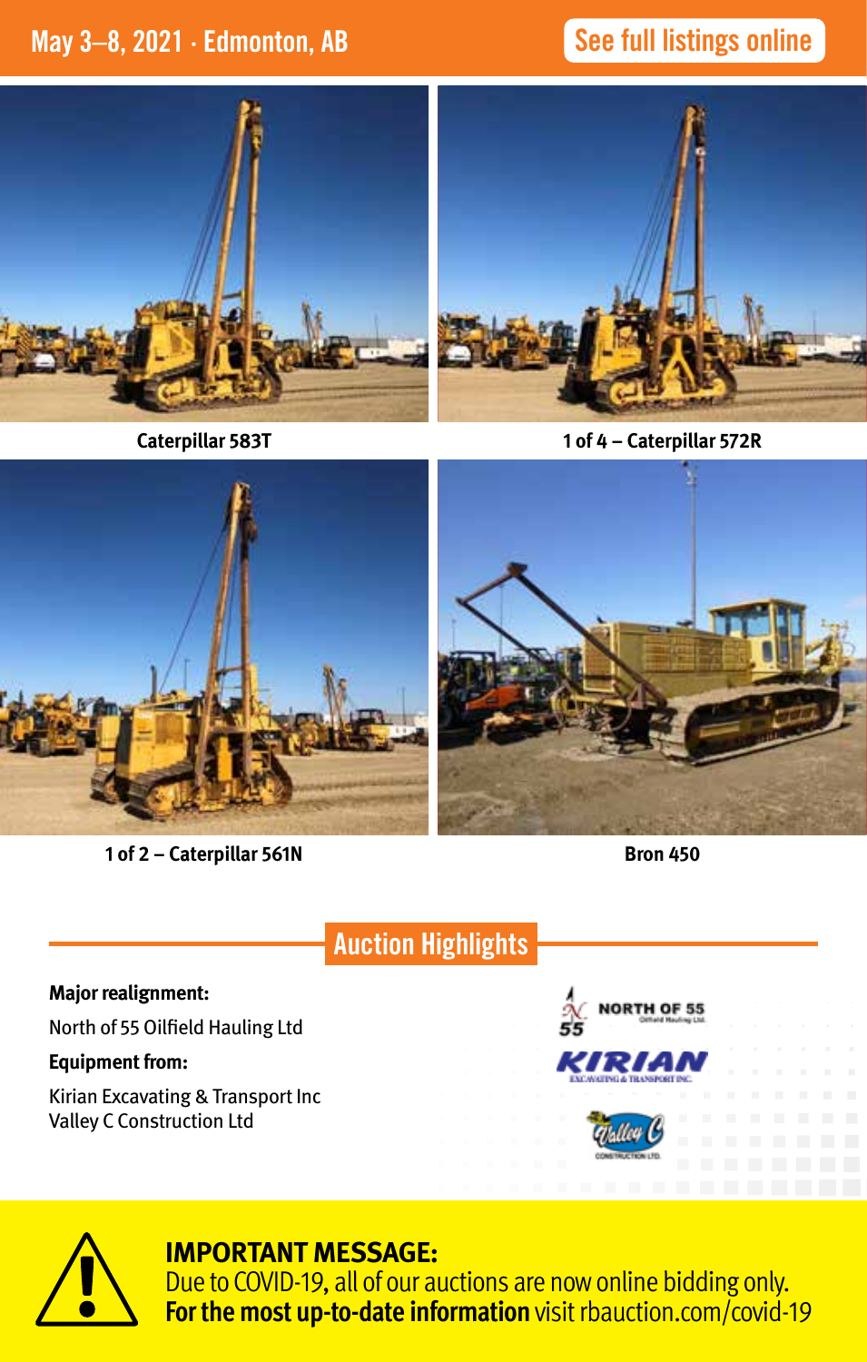May 3–8, 2021 · Edmonton, AB

See full listings online

Caterpillar 583T

1 of 4 – Caterpillar 572R

1 of 2 – Caterpillar 561N

Bron 450

## Auction Highlights

**Major realignment:**

North of 55 Oilfield Hauling Ltd

**Equipment from:**

Kirian Excavating & Transport Inc
Valley C Construction Ltd

**IMPORTANT MESSAGE:**
Due to COVID-19, all of our auctions are now online bidding only.
**For the most up-to-date information** visit rbauction.com/covid-19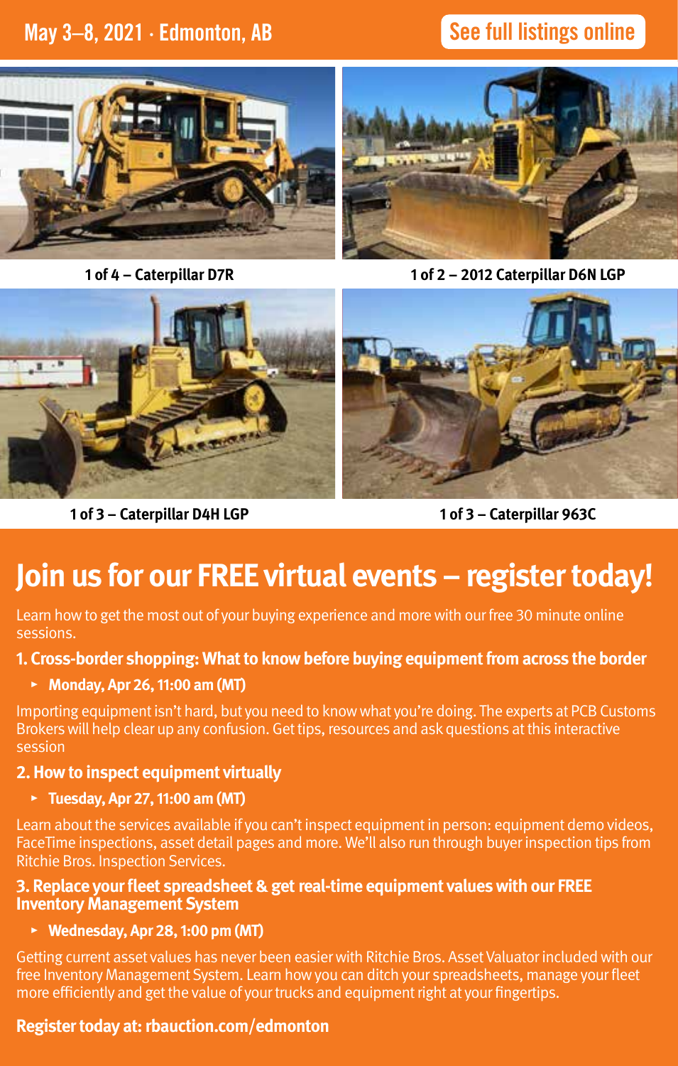May 3–8, 2021 · Edmonton, AB

See full listings online

1 of 4 – Caterpillar D7R

1 of 2 – 2012 Caterpillar D6N LGP

1 of 3 – Caterpillar D4H LGP

1 of 3 – Caterpillar 963C

# Join us for our FREE virtual events – register today!

Learn how to get the most out of your buying experience and more with our free 30 minute online sessions.

**1. Cross-border shopping: What to know before buying equipment from across the border**

- **Monday, Apr 26, 11:00 am (MT)**

Importing equipment isn't hard, but you need to know what you're doing. The experts at PCB Customs Brokers will help clear up any confusion. Get tips, resources and ask questions at this interactive session

**2. How to inspect equipment virtually**

- **Tuesday, Apr 27, 11:00 am (MT)**

Learn about the services available if you can't inspect equipment in person: equipment demo videos, FaceTime inspections, asset detail pages and more. We'll also run through buyer inspection tips from Ritchie Bros. Inspection Services.

**3. Replace your fleet spreadsheet & get real-time equipment values with our FREE Inventory Management System**

- **Wednesday, Apr 28, 1:00 pm (MT)**

Getting current asset values has never been easier with Ritchie Bros. Asset Valuator included with our free Inventory Management System. Learn how you can ditch your spreadsheets, manage your fleet more efficiently and get the value of your trucks and equipment right at your fingertips.

**Register today at: rbauction.com/edmonton**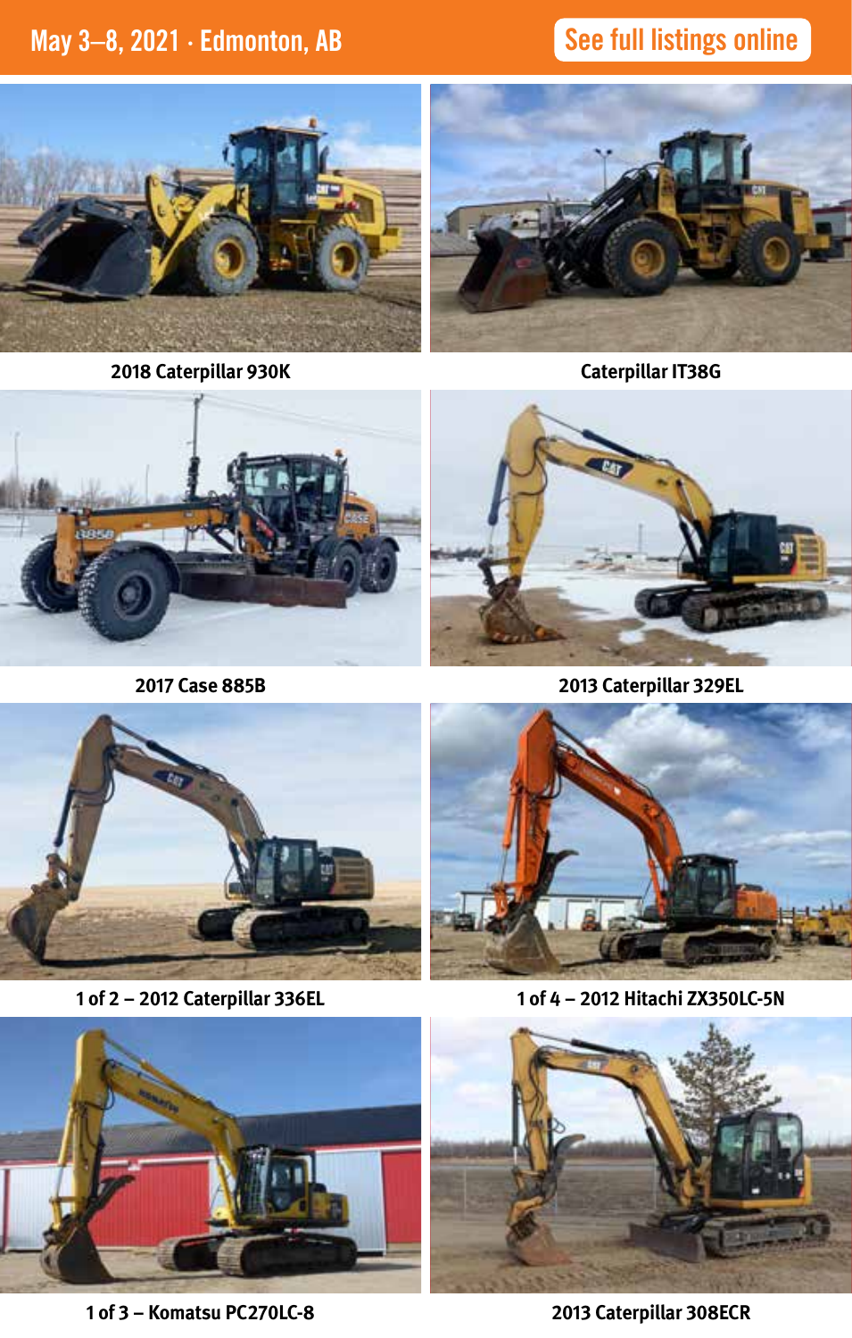May 3–8, 2021 · Edmonton, AB

See full listings online

2018 Caterpillar 930K

Caterpillar IT38G

2017 Case 885B

2013 Caterpillar 329EL

1 of 2 – 2012 Caterpillar 336EL

1 of 4 – 2012 Hitachi ZX350LC-5N

1 of 3 – Komatsu PC270LC-8

2013 Caterpillar 308ECR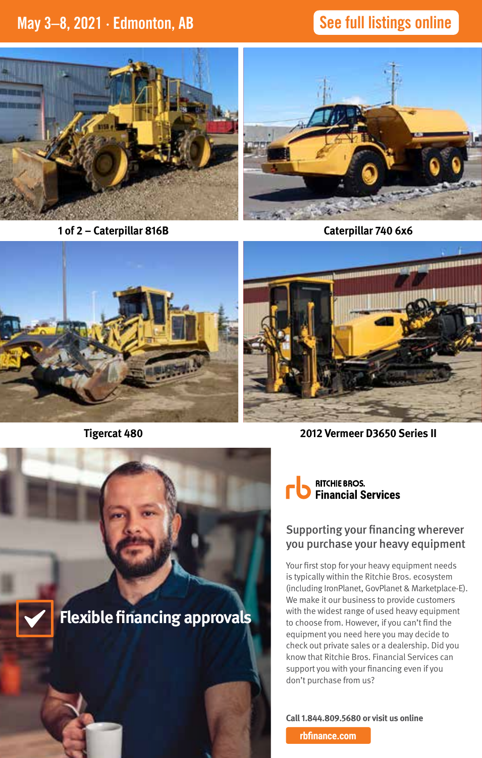May 3–8, 2021 · Edmonton, AB

See full listings online

1 of 2 – Caterpillar 816B

Caterpillar 740 6x6

Tigercat 480

2012 Vermeer D3650 Series II

Flexible financing approvals

RITCHIE BROS.
Financial Services

## Supporting your financing wherever you purchase your heavy equipment

Your first stop for your heavy equipment needs is typically within the Ritchie Bros. ecosystem (including IronPlanet, GovPlanet & Marketplace-E). We make it our business to provide customers with the widest range of used heavy equipment to choose from. However, if you can't find the equipment you need here you may decide to check out private sales or a dealership. Did you know that Ritchie Bros. Financial Services can support you with your financing even if you don't purchase from us?

**Call 1.844.809.5680 or visit us online**

rbfinance.com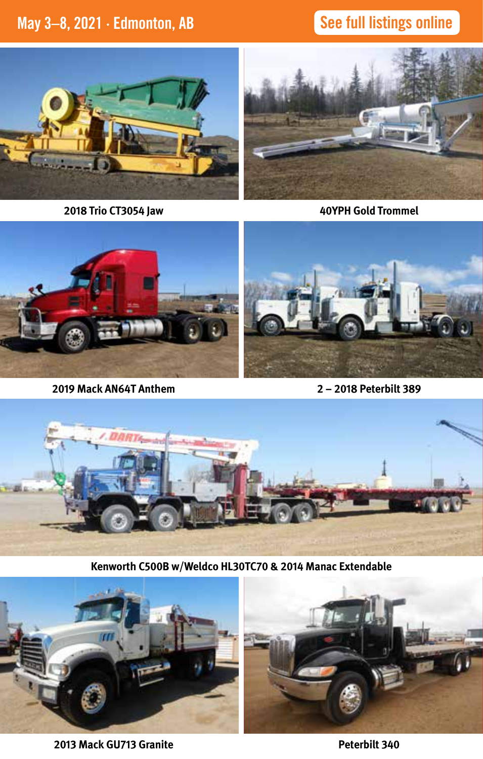May 3–8, 2021 · Edmonton, AB

See full listings online

2018 Trio CT3054 Jaw

40YPH Gold Trommel

2019 Mack AN64T Anthem

2 – 2018 Peterbilt 389

Kenworth C500B w/Weldco HL30TC70 & 2014 Manac Extendable

2013 Mack GU713 Granite

Peterbilt 340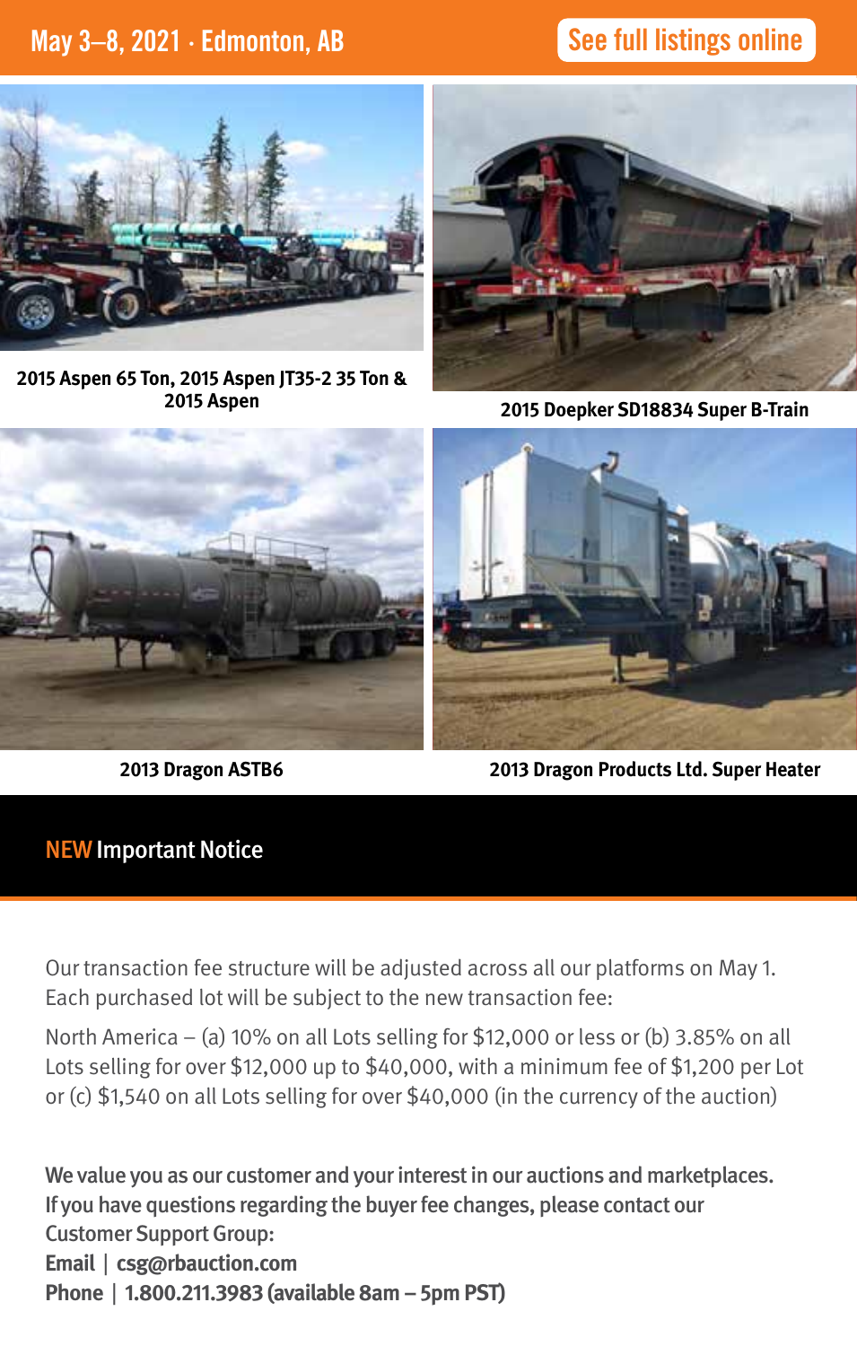May 3–8, 2021 · Edmonton, AB

See full listings online

2015 Aspen 65 Ton, 2015 Aspen JT35-2 35 Ton & 2015 Aspen

2015 Doepker SD18834 Super B-Train

2013 Dragon ASTB6

2013 Dragon Products Ltd. Super Heater

## NEW Important Notice

Our transaction fee structure will be adjusted across all our platforms on May 1. Each purchased lot will be subject to the new transaction fee:

North America – (a) 10% on all Lots selling for $12,000 or less or (b) 3.85% on all Lots selling for over $12,000 up to $40,000, with a minimum fee of $1,200 per Lot or (c) $1,540 on all Lots selling for over $40,000 (in the currency of the auction)

**We value you as our customer and your interest in our auctions and marketplaces. If you have questions regarding the buyer fee changes, please contact our Customer Support Group:**
**Email | csg@rbauction.com**
**Phone | 1.800.211.3983 (available 8am – 5pm PST)**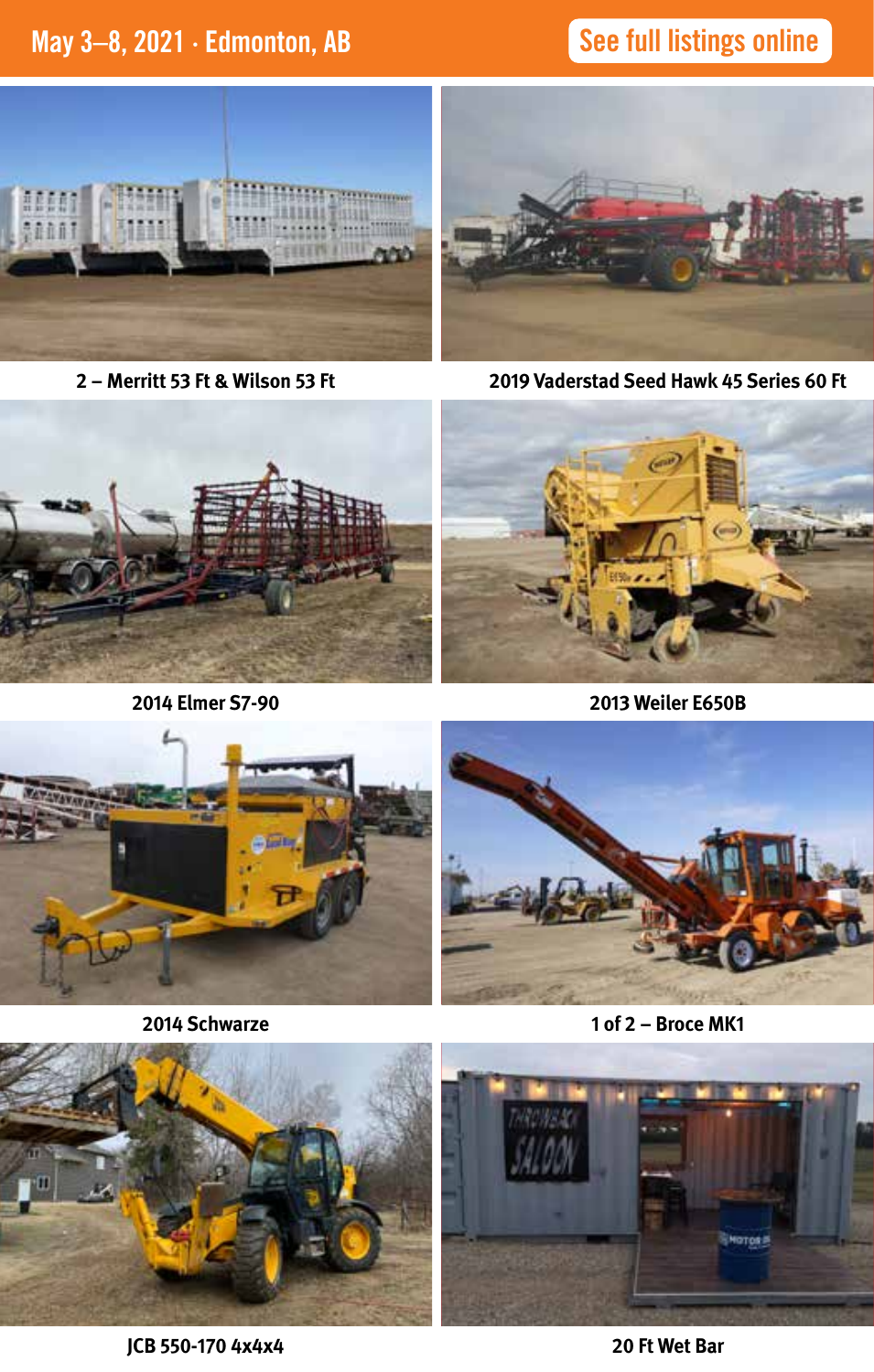May 3–8, 2021 · Edmonton, AB

See full listings online

2 – Merritt 53 Ft & Wilson 53 Ft

2019 Vaderstad Seed Hawk 45 Series 60 Ft

2014 Elmer S7-90

2013 Weiler E650B

2014 Schwarze

1 of 2 – Broce MK1

JCB 550-170 4x4x4

20 Ft Wet Bar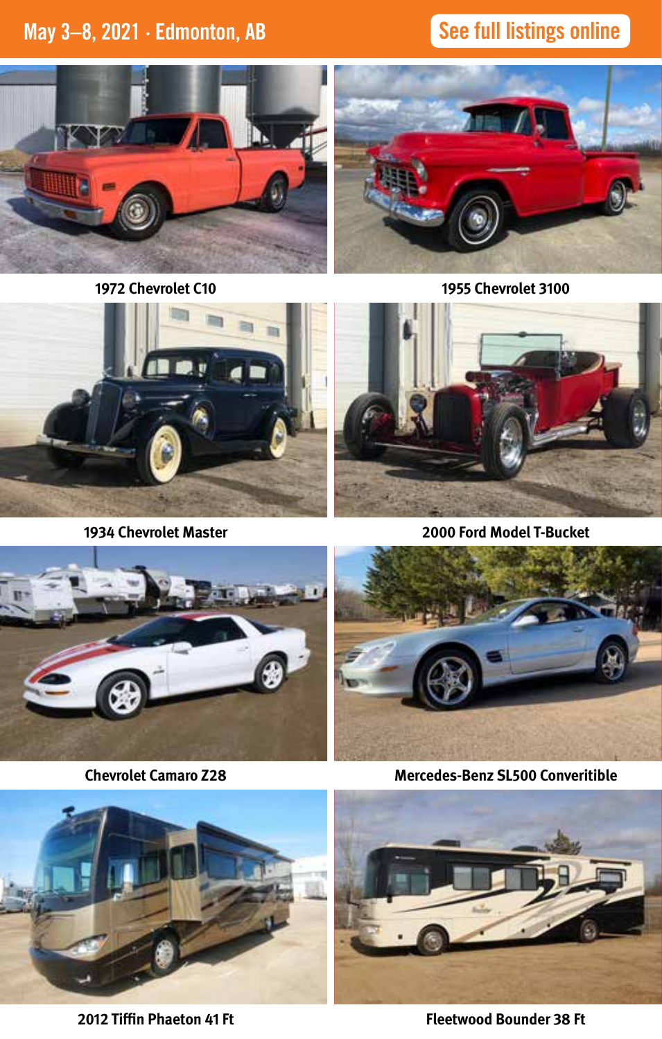May 3–8, 2021 · Edmonton, AB

See full listings online

1972 Chevrolet C10

1955 Chevrolet 3100

1934 Chevrolet Master

2000 Ford Model T-Bucket

Chevrolet Camaro Z28

Mercedes-Benz SL500 Converitible

2012 Tiffin Phaeton 41 Ft

Fleetwood Bounder 38 Ft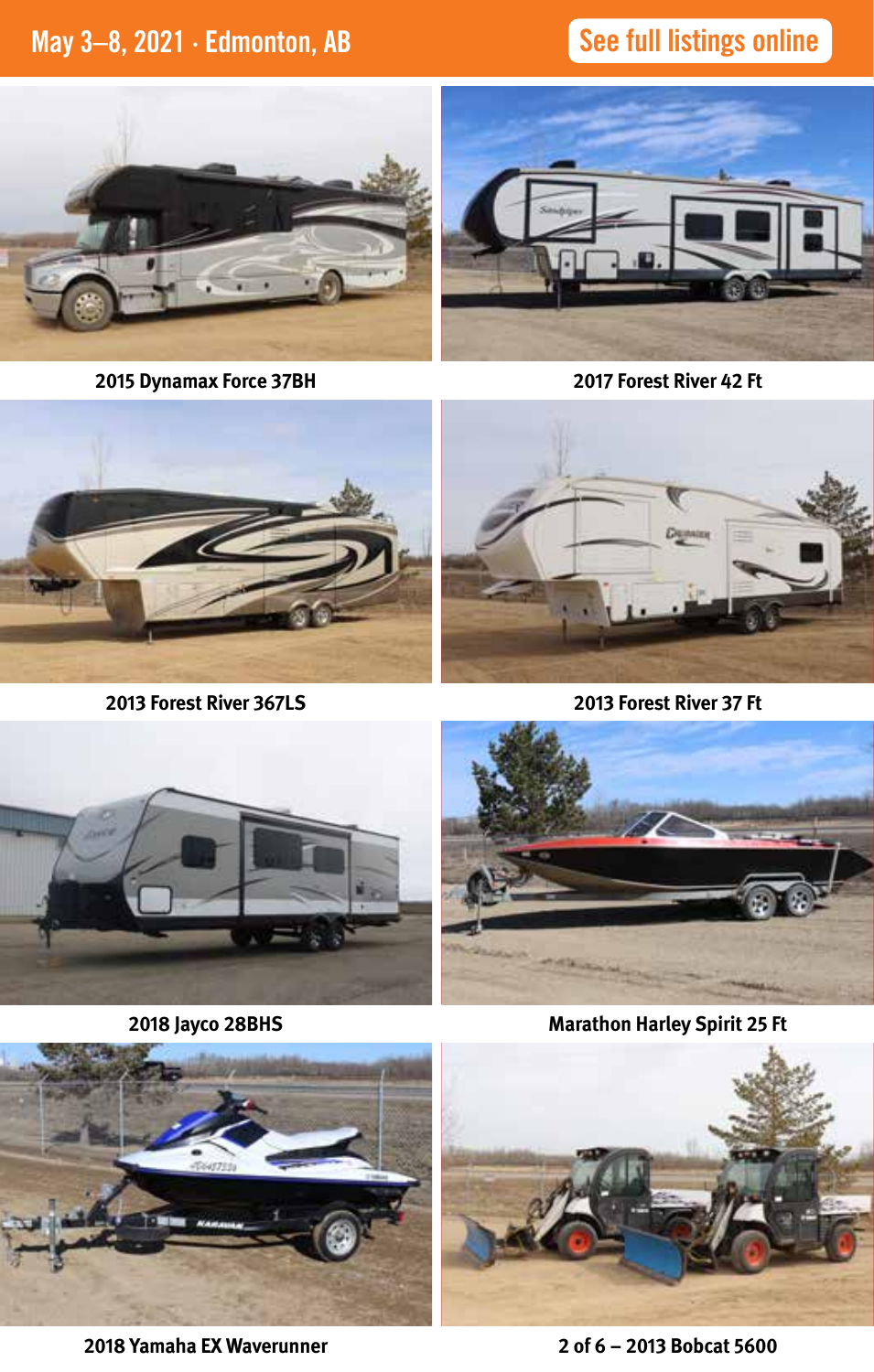May 3–8, 2021 · Edmonton, AB

See full listings online

2015 Dynamax Force 37BH

2017 Forest River 42 Ft

2013 Forest River 367LS

2013 Forest River 37 Ft

2018 Jayco 28BHS

Marathon Harley Spirit 25 Ft

2018 Yamaha EX Waverunner

2 of 6 – 2013 Bobcat 5600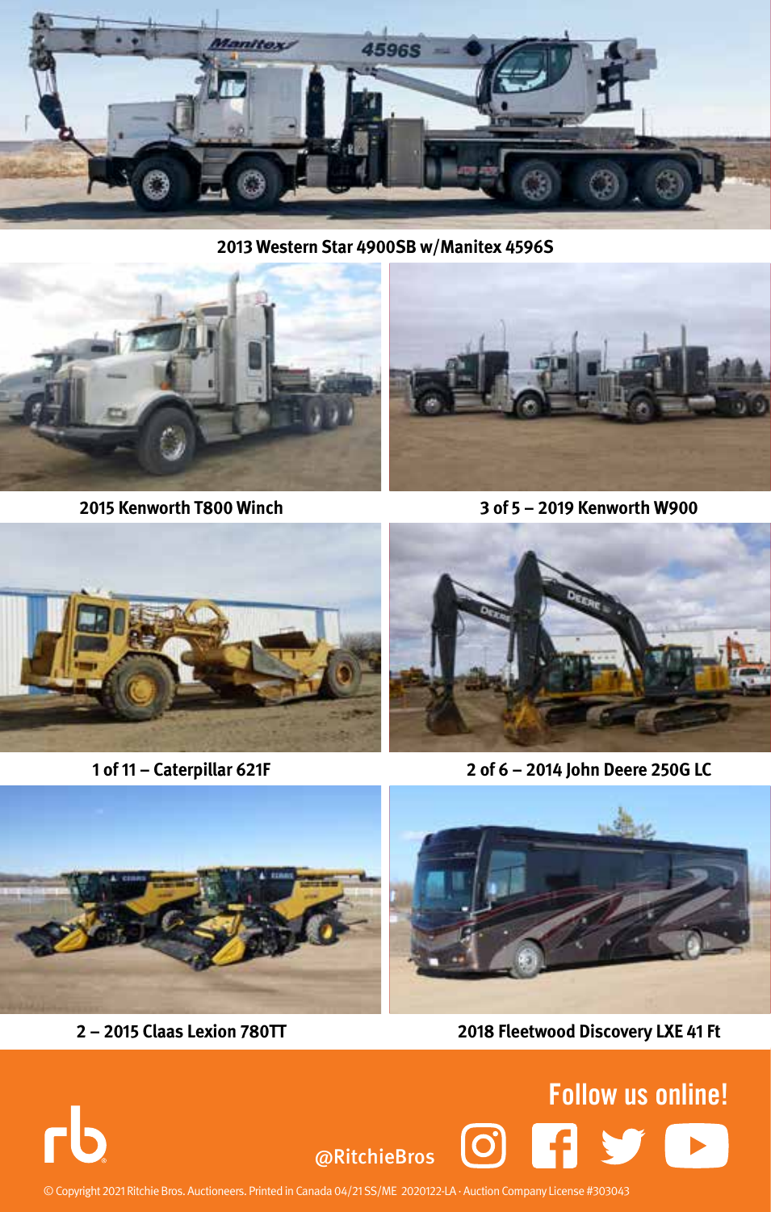2013 Western Star 4900SB w/Manitex 4596S

2015 Kenworth T800 Winch

3 of 5 – 2019 Kenworth W900

1 of 11 – Caterpillar 621F

2 of 6 – 2014 John Deere 250G LC

2 – 2015 Claas Lexion 780TT

2018 Fleetwood Discovery LXE 41 Ft

**Follow us online!**

@RitchieBros

© Copyright 2021 Ritchie Bros. Auctioneers. Printed in Canada 04/21 SS/ME 2020122-LA · Auction Company License #303043